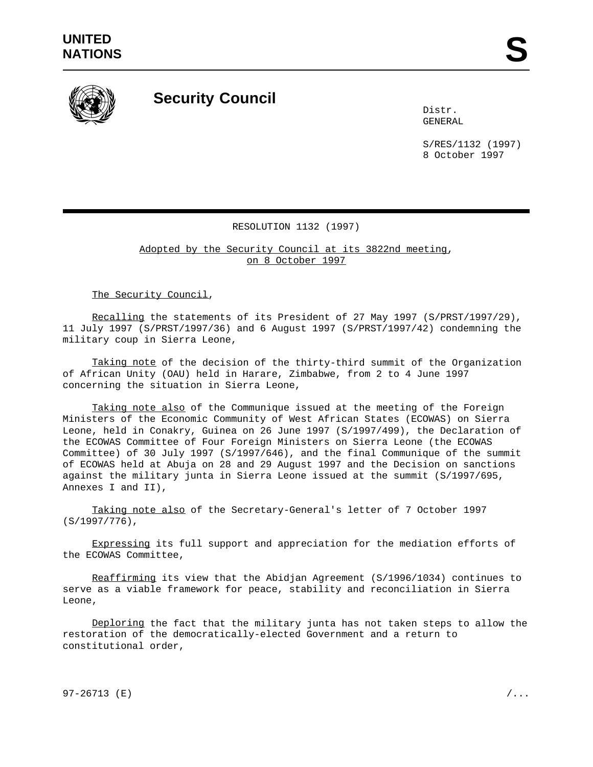UNITED NATIONS

# Security Council

Distr.
GENERAL

S/RES/1132 (1997)
8 October 1997

RESOLUTION 1132 (1997)

Adopted by the Security Council at its 3822nd meeting, on 8 October 1997

*The Security Council*,

*Recalling* the statements of its President of 27 May 1997 (S/PRST/1997/29), 11 July 1997 (S/PRST/1997/36) and 6 August 1997 (S/PRST/1997/42) condemning the military coup in Sierra Leone,

*Taking note* of the decision of the thirty-third summit of the Organization of African Unity (OAU) held in Harare, Zimbabwe, from 2 to 4 June 1997 concerning the situation in Sierra Leone,

*Taking note also* of the Communique issued at the meeting of the Foreign Ministers of the Economic Community of West African States (ECOWAS) on Sierra Leone, held in Conakry, Guinea on 26 June 1997 (S/1997/499), the Declaration of the ECOWAS Committee of Four Foreign Ministers on Sierra Leone (the ECOWAS Committee) of 30 July 1997 (S/1997/646), and the final Communique of the summit of ECOWAS held at Abuja on 28 and 29 August 1997 and the Decision on sanctions against the military junta in Sierra Leone issued at the summit (S/1997/695, Annexes I and II),

*Taking note also* of the Secretary-General's letter of 7 October 1997 (S/1997/776),

*Expressing* its full support and appreciation for the mediation efforts of the ECOWAS Committee,

*Reaffirming* its view that the Abidjan Agreement (S/1996/1034) continues to serve as a viable framework for peace, stability and reconciliation in Sierra Leone,

*Deploring* the fact that the military junta has not taken steps to allow the restoration of the democratically-elected Government and a return to constitutional order,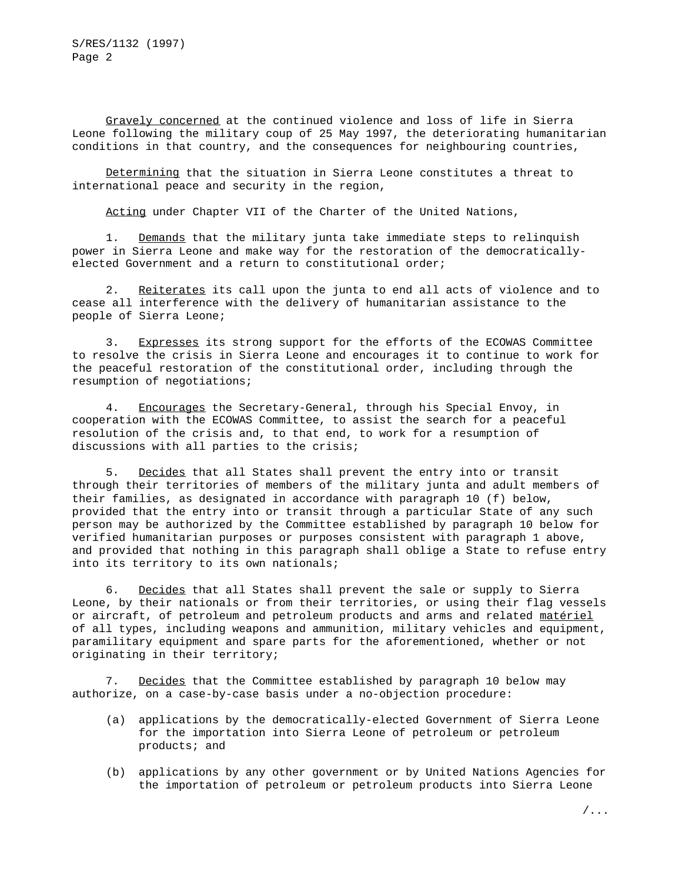Gravely concerned at the continued violence and loss of life in Sierra Leone following the military coup of 25 May 1997, the deteriorating humanitarian conditions in that country, and the consequences for neighbouring countries,

Determining that the situation in Sierra Leone constitutes a threat to international peace and security in the region,

Acting under Chapter VII of the Charter of the United Nations,

1. Demands that the military junta take immediate steps to relinquish power in Sierra Leone and make way for the restoration of the democratically-elected Government and a return to constitutional order;

2. Reiterates its call upon the junta to end all acts of violence and to cease all interference with the delivery of humanitarian assistance to the people of Sierra Leone;

3. Expresses its strong support for the efforts of the ECOWAS Committee to resolve the crisis in Sierra Leone and encourages it to continue to work for the peaceful restoration of the constitutional order, including through the resumption of negotiations;

4. Encourages the Secretary-General, through his Special Envoy, in cooperation with the ECOWAS Committee, to assist the search for a peaceful resolution of the crisis and, to that end, to work for a resumption of discussions with all parties to the crisis;

5. Decides that all States shall prevent the entry into or transit through their territories of members of the military junta and adult members of their families, as designated in accordance with paragraph 10 (f) below, provided that the entry into or transit through a particular State of any such person may be authorized by the Committee established by paragraph 10 below for verified humanitarian purposes or purposes consistent with paragraph 1 above, and provided that nothing in this paragraph shall oblige a State to refuse entry into its territory to its own nationals;

6. Decides that all States shall prevent the sale or supply to Sierra Leone, by their nationals or from their territories, or using their flag vessels or aircraft, of petroleum and petroleum products and arms and related matériel of all types, including weapons and ammunition, military vehicles and equipment, paramilitary equipment and spare parts for the aforementioned, whether or not originating in their territory;

7. Decides that the Committee established by paragraph 10 below may authorize, on a case-by-case basis under a no-objection procedure:

(a) applications by the democratically-elected Government of Sierra Leone for the importation into Sierra Leone of petroleum or petroleum products; and

(b) applications by any other government or by United Nations Agencies for the importation of petroleum or petroleum products into Sierra Leone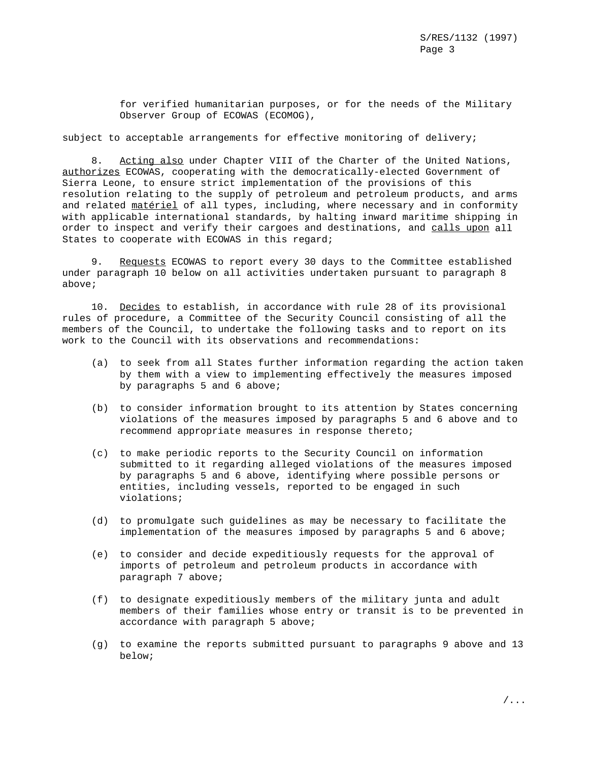for verified humanitarian purposes, or for the needs of the Military Observer Group of ECOWAS (ECOMOG),

subject to acceptable arrangements for effective monitoring of delivery;

8. *Acting also* under Chapter VIII of the Charter of the United Nations, *authorizes* ECOWAS, cooperating with the democratically-elected Government of Sierra Leone, to ensure strict implementation of the provisions of this resolution relating to the supply of petroleum and petroleum products, and arms and related *matériel* of all types, including, where necessary and in conformity with applicable international standards, by halting inward maritime shipping in order to inspect and verify their cargoes and destinations, and *calls upon* all States to cooperate with ECOWAS in this regard;

9. *Requests* ECOWAS to report every 30 days to the Committee established under paragraph 10 below on all activities undertaken pursuant to paragraph 8 above;

10. *Decides* to establish, in accordance with rule 28 of its provisional rules of procedure, a Committee of the Security Council consisting of all the members of the Council, to undertake the following tasks and to report on its work to the Council with its observations and recommendations:

(a) to seek from all States further information regarding the action taken by them with a view to implementing effectively the measures imposed by paragraphs 5 and 6 above;

(b) to consider information brought to its attention by States concerning violations of the measures imposed by paragraphs 5 and 6 above and to recommend appropriate measures in response thereto;

(c) to make periodic reports to the Security Council on information submitted to it regarding alleged violations of the measures imposed by paragraphs 5 and 6 above, identifying where possible persons or entities, including vessels, reported to be engaged in such violations;

(d) to promulgate such guidelines as may be necessary to facilitate the implementation of the measures imposed by paragraphs 5 and 6 above;

(e) to consider and decide expeditiously requests for the approval of imports of petroleum and petroleum products in accordance with paragraph 7 above;

(f) to designate expeditiously members of the military junta and adult members of their families whose entry or transit is to be prevented in accordance with paragraph 5 above;

(g) to examine the reports submitted pursuant to paragraphs 9 above and 13 below;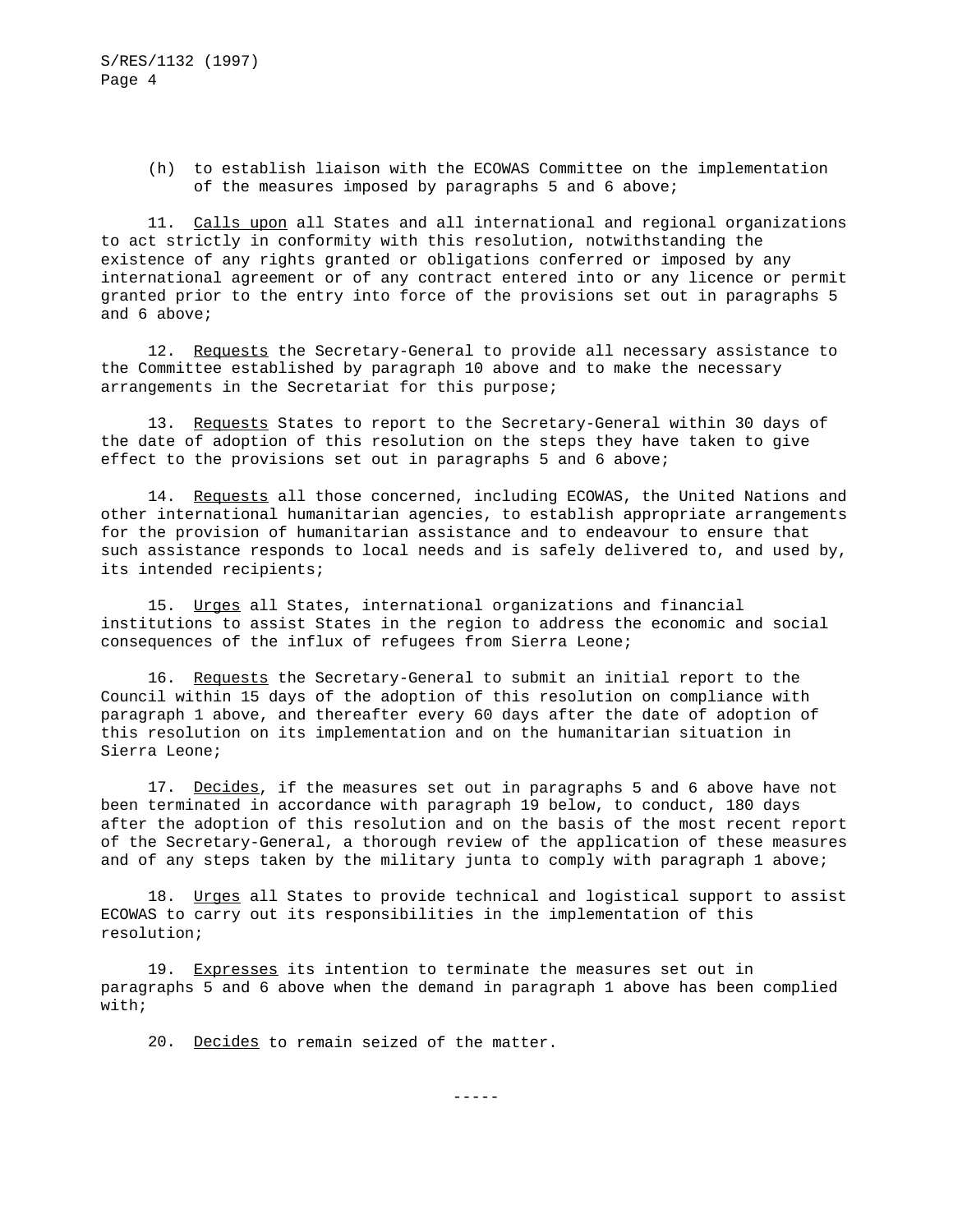(h) to establish liaison with the ECOWAS Committee on the implementation of the measures imposed by paragraphs 5 and 6 above;

11. Calls upon all States and all international and regional organizations to act strictly in conformity with this resolution, notwithstanding the existence of any rights granted or obligations conferred or imposed by any international agreement or of any contract entered into or any licence or permit granted prior to the entry into force of the provisions set out in paragraphs 5 and 6 above;

12. Requests the Secretary-General to provide all necessary assistance to the Committee established by paragraph 10 above and to make the necessary arrangements in the Secretariat for this purpose;

13. Requests States to report to the Secretary-General within 30 days of the date of adoption of this resolution on the steps they have taken to give effect to the provisions set out in paragraphs 5 and 6 above;

14. Requests all those concerned, including ECOWAS, the United Nations and other international humanitarian agencies, to establish appropriate arrangements for the provision of humanitarian assistance and to endeavour to ensure that such assistance responds to local needs and is safely delivered to, and used by, its intended recipients;

15. Urges all States, international organizations and financial institutions to assist States in the region to address the economic and social consequences of the influx of refugees from Sierra Leone;

16. Requests the Secretary-General to submit an initial report to the Council within 15 days of the adoption of this resolution on compliance with paragraph 1 above, and thereafter every 60 days after the date of adoption of this resolution on its implementation and on the humanitarian situation in Sierra Leone;

17. Decides, if the measures set out in paragraphs 5 and 6 above have not been terminated in accordance with paragraph 19 below, to conduct, 180 days after the adoption of this resolution and on the basis of the most recent report of the Secretary-General, a thorough review of the application of these measures and of any steps taken by the military junta to comply with paragraph 1 above;

18. Urges all States to provide technical and logistical support to assist ECOWAS to carry out its responsibilities in the implementation of this resolution;

19. Expresses its intention to terminate the measures set out in paragraphs 5 and 6 above when the demand in paragraph 1 above has been complied with;

20. Decides to remain seized of the matter.

-----